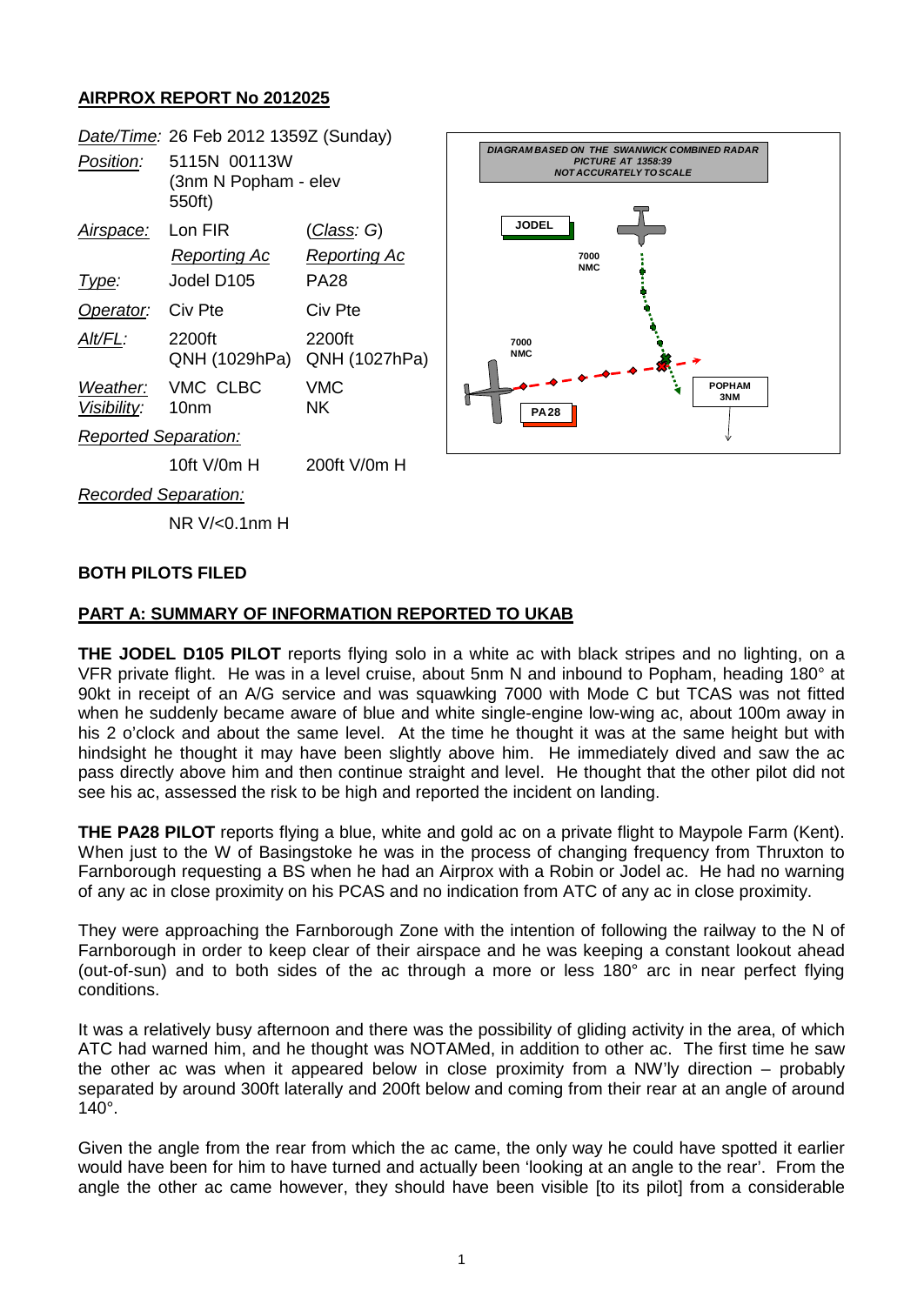## AIRPROX REPORT No 2012025

| | | |
|---|---|---|
| *Date/Time:* | 26 Feb 2012 1359Z (Sunday) | |
| *Position:* | 5115N 00113W (3nm N Popham - elev 550ft) | |
| *Airspace:* | Lon FIR | (*Class*: G) |
| | *Reporting Ac* | *Reporting Ac* |
| *Type:* | Jodel D105 | PA28 |
| *Operator:* | Civ Pte | Civ Pte |
| *Alt/FL:* | 2200ft QNH (1029hPa) | 2200ft QNH (1027hPa) |
| *Weather:* | VMC CLBC | VMC |
| *Visibility:* | 10nm | NK |
| *Reported Separation:* | | |
| | 10ft V/0m H | 200ft V/0m H |
| *Recorded Separation:* | | |
| | NR V/<0.1nm H | |

DIAGRAM BASED ON THE SWANWICK COMBINED RADAR PICTURE AT 1358:39 NOT ACCURATELY TO SCALE

JODEL 7000 NMC; PA28 7000 NMC; POPHAM 3NM

**BOTH PILOTS FILED**

**PART A: SUMMARY OF INFORMATION REPORTED TO UKAB**

**THE JODEL D105 PILOT** reports flying solo in a white ac with black stripes and no lighting, on a VFR private flight. He was in a level cruise, about 5nm N and inbound to Popham, heading 180° at 90kt in receipt of an A/G service and was squawking 7000 with Mode C but TCAS was not fitted when he suddenly became aware of blue and white single-engine low-wing ac, about 100m away in his 2 o'clock and about the same level. At the time he thought it was at the same height but with hindsight he thought it may have been slightly above him. He immediately dived and saw the ac pass directly above him and then continue straight and level. He thought that the other pilot did not see his ac, assessed the risk to be high and reported the incident on landing.

**THE PA28 PILOT** reports flying a blue, white and gold ac on a private flight to Maypole Farm (Kent). When just to the W of Basingstoke he was in the process of changing frequency from Thruxton to Farnborough requesting a BS when he had an Airprox with a Robin or Jodel ac. He had no warning of any ac in close proximity on his PCAS and no indication from ATC of any ac in close proximity.

They were approaching the Farnborough Zone with the intention of following the railway to the N of Farnborough in order to keep clear of their airspace and he was keeping a constant lookout ahead (out-of-sun) and to both sides of the ac through a more or less 180° arc in near perfect flying conditions.

It was a relatively busy afternoon and there was the possibility of gliding activity in the area, of which ATC had warned him, and he thought was NOTAMed, in addition to other ac. The first time he saw the other ac was when it appeared below in close proximity from a NW'ly direction – probably separated by around 300ft laterally and 200ft below and coming from their rear at an angle of around 140°.

Given the angle from the rear from which the ac came, the only way he could have spotted it earlier would have been for him to have turned and actually been 'looking at an angle to the rear'. From the angle the other ac came however, they should have been visible [to its pilot] from a considerable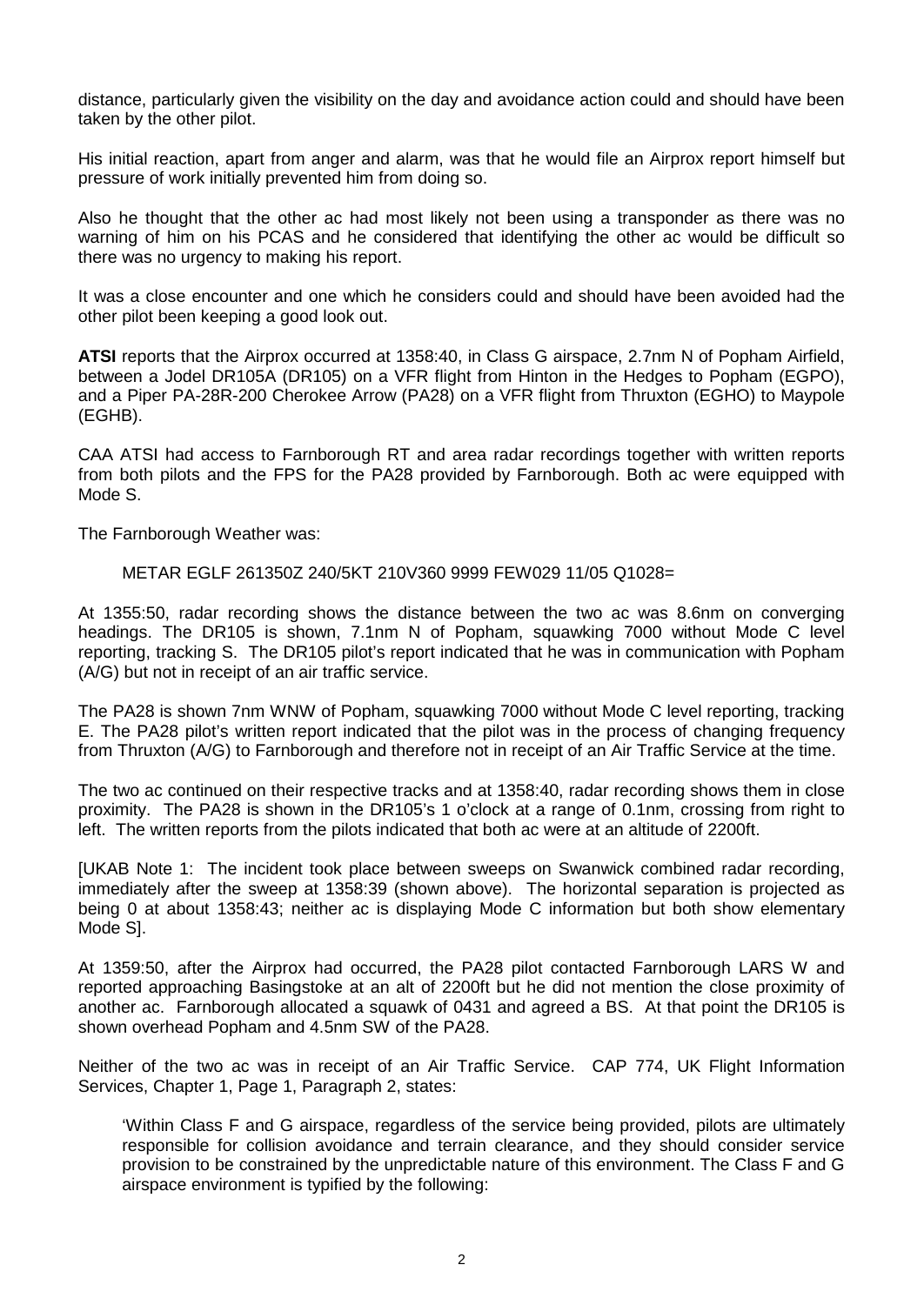distance, particularly given the visibility on the day and avoidance action could and should have been taken by the other pilot.

His initial reaction, apart from anger and alarm, was that he would file an Airprox report himself but pressure of work initially prevented him from doing so.

Also he thought that the other ac had most likely not been using a transponder as there was no warning of him on his PCAS and he considered that identifying the other ac would be difficult so there was no urgency to making his report.

It was a close encounter and one which he considers could and should have been avoided had the other pilot been keeping a good look out.

**ATSI** reports that the Airprox occurred at 1358:40, in Class G airspace, 2.7nm N of Popham Airfield, between a Jodel DR105A (DR105) on a VFR flight from Hinton in the Hedges to Popham (EGPO), and a Piper PA-28R-200 Cherokee Arrow (PA28) on a VFR flight from Thruxton (EGHO) to Maypole (EGHB).

CAA ATSI had access to Farnborough RT and area radar recordings together with written reports from both pilots and the FPS for the PA28 provided by Farnborough. Both ac were equipped with Mode S.

The Farnborough Weather was:

METAR EGLF 261350Z 240/5KT 210V360 9999 FEW029 11/05 Q1028=

At 1355:50, radar recording shows the distance between the two ac was 8.6nm on converging headings. The DR105 is shown, 7.1nm N of Popham, squawking 7000 without Mode C level reporting, tracking S. The DR105 pilot's report indicated that he was in communication with Popham (A/G) but not in receipt of an air traffic service.

The PA28 is shown 7nm WNW of Popham, squawking 7000 without Mode C level reporting, tracking E. The PA28 pilot's written report indicated that the pilot was in the process of changing frequency from Thruxton (A/G) to Farnborough and therefore not in receipt of an Air Traffic Service at the time.

The two ac continued on their respective tracks and at 1358:40, radar recording shows them in close proximity. The PA28 is shown in the DR105's 1 o'clock at a range of 0.1nm, crossing from right to left. The written reports from the pilots indicated that both ac were at an altitude of 2200ft.

[UKAB Note 1: The incident took place between sweeps on Swanwick combined radar recording, immediately after the sweep at 1358:39 (shown above). The horizontal separation is projected as being 0 at about 1358:43; neither ac is displaying Mode C information but both show elementary Mode S].

At 1359:50, after the Airprox had occurred, the PA28 pilot contacted Farnborough LARS W and reported approaching Basingstoke at an alt of 2200ft but he did not mention the close proximity of another ac. Farnborough allocated a squawk of 0431 and agreed a BS. At that point the DR105 is shown overhead Popham and 4.5nm SW of the PA28.

Neither of the two ac was in receipt of an Air Traffic Service. CAP 774, UK Flight Information Services, Chapter 1, Page 1, Paragraph 2, states:

> 'Within Class F and G airspace, regardless of the service being provided, pilots are ultimately responsible for collision avoidance and terrain clearance, and they should consider service provision to be constrained by the unpredictable nature of this environment. The Class F and G airspace environment is typified by the following: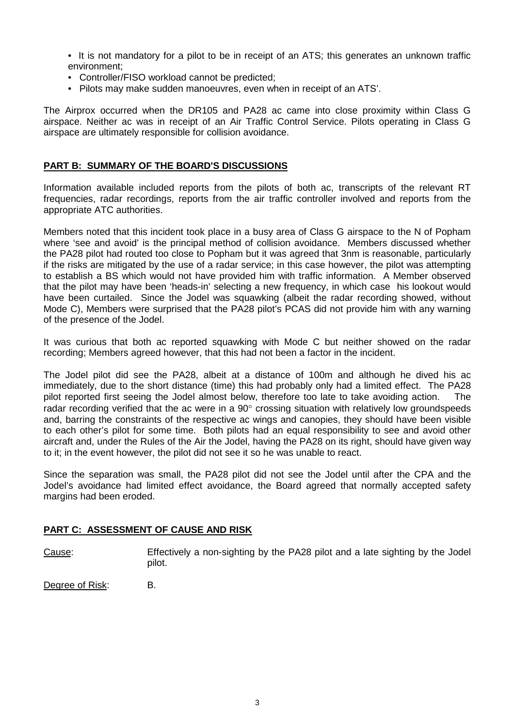- It is not mandatory for a pilot to be in receipt of an ATS; this generates an unknown traffic environment;
- Controller/FISO workload cannot be predicted;
- Pilots may make sudden manoeuvres, even when in receipt of an ATS'.

The Airprox occurred when the DR105 and PA28 ac came into close proximity within Class G airspace. Neither ac was in receipt of an Air Traffic Control Service. Pilots operating in Class G airspace are ultimately responsible for collision avoidance.

## PART B: SUMMARY OF THE BOARD'S DISCUSSIONS

Information available included reports from the pilots of both ac, transcripts of the relevant RT frequencies, radar recordings, reports from the air traffic controller involved and reports from the appropriate ATC authorities.

Members noted that this incident took place in a busy area of Class G airspace to the N of Popham where 'see and avoid' is the principal method of collision avoidance. Members discussed whether the PA28 pilot had routed too close to Popham but it was agreed that 3nm is reasonable, particularly if the risks are mitigated by the use of a radar service; in this case however, the pilot was attempting to establish a BS which would not have provided him with traffic information. A Member observed that the pilot may have been 'heads-in' selecting a new frequency, in which case his lookout would have been curtailed. Since the Jodel was squawking (albeit the radar recording showed, without Mode C), Members were surprised that the PA28 pilot's PCAS did not provide him with any warning of the presence of the Jodel.

It was curious that both ac reported squawking with Mode C but neither showed on the radar recording; Members agreed however, that this had not been a factor in the incident.

The Jodel pilot did see the PA28, albeit at a distance of 100m and although he dived his ac immediately, due to the short distance (time) this had probably only had a limited effect. The PA28 pilot reported first seeing the Jodel almost below, therefore too late to take avoiding action. The radar recording verified that the ac were in a 90° crossing situation with relatively low groundspeeds and, barring the constraints of the respective ac wings and canopies, they should have been visible to each other's pilot for some time. Both pilots had an equal responsibility to see and avoid other aircraft and, under the Rules of the Air the Jodel, having the PA28 on its right, should have given way to it; in the event however, the pilot did not see it so he was unable to react.

Since the separation was small, the PA28 pilot did not see the Jodel until after the CPA and the Jodel's avoidance had limited effect avoidance, the Board agreed that normally accepted safety margins had been eroded.

## PART C: ASSESSMENT OF CAUSE AND RISK

Cause: Effectively a non-sighting by the PA28 pilot and a late sighting by the Jodel pilot.

Degree of Risk: B.